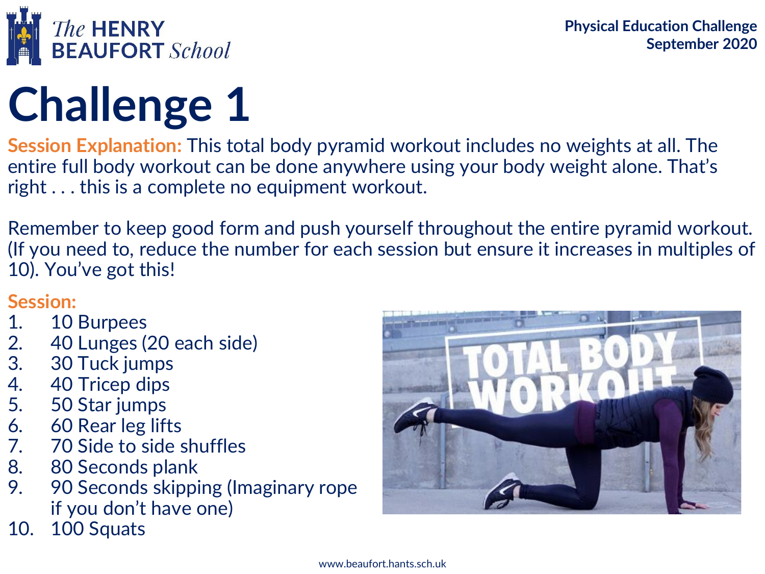The HENRY BEAUFORT School

**Physical Education Challenge**
**September 2020**

# Challenge 1

**Session Explanation:** This total body pyramid workout includes no weights at all. The entire full body workout can be done anywhere using your body weight alone. That's right . . . this is a complete no equipment workout.

Remember to keep good form and push yourself throughout the entire pyramid workout. (If you need to, reduce the number for each session but ensure it increases in multiples of 10). You've got this!

**Session:**

1. 10 Burpees
2. 40 Lunges (20 each side)
3. 30 Tuck jumps
4. 40 Tricep dips
5. 50 Star jumps
6. 60 Rear leg lifts
7. 70 Side to side shuffles
8. 80 Seconds plank
9. 90 Seconds skipping (Imaginary rope if you don't have one)
10. 100 Squats

www.beaufort.hants.sch.uk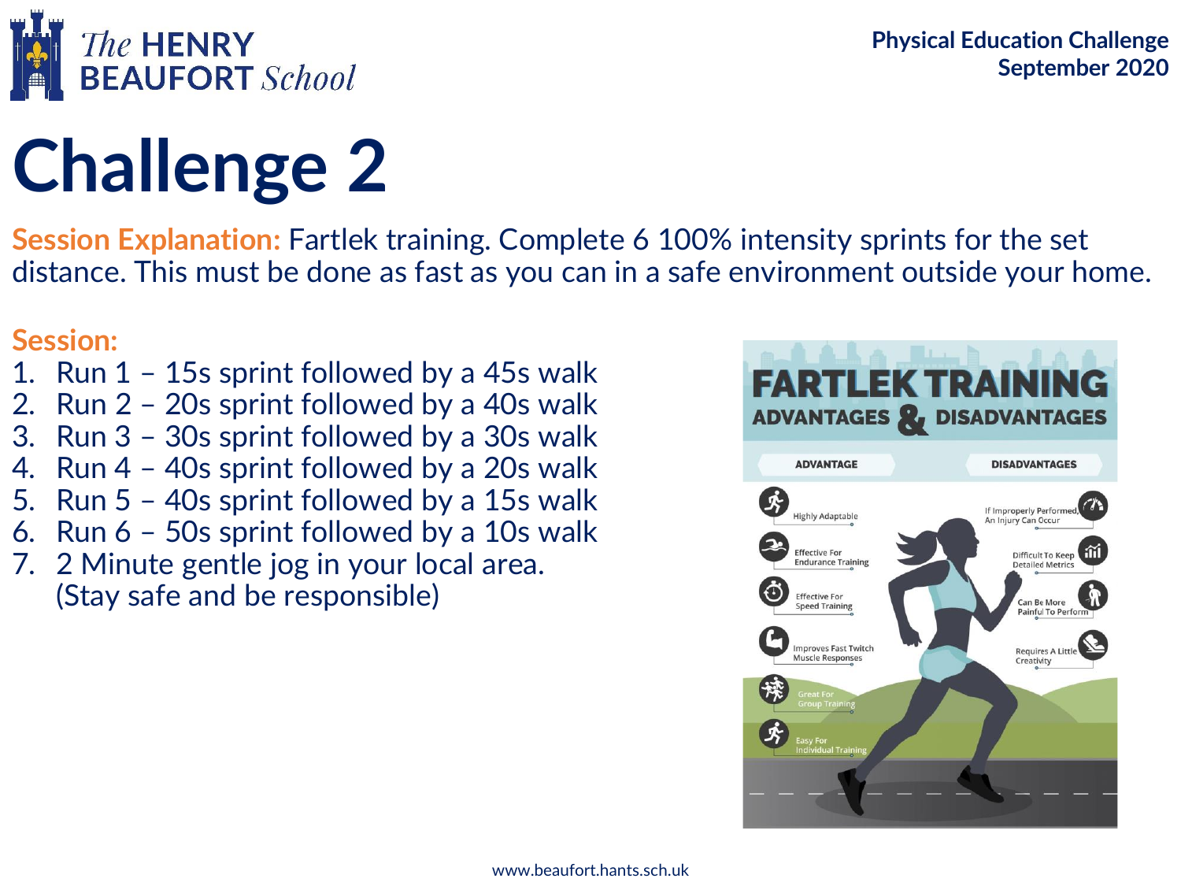# Challenge 2

**Session Explanation:** Fartlek training. Complete 6 100% intensity sprints for the set distance. This must be done as fast as you can in a safe environment outside your home.

**Session:**

1. Run 1 – 15s sprint followed by a 45s walk
2. Run 2 – 20s sprint followed by a 40s walk
3. Run 3 – 30s sprint followed by a 30s walk
4. Run 4 – 40s sprint followed by a 20s walk
5. Run 5 – 40s sprint followed by a 15s walk
6. Run 6 – 50s sprint followed by a 10s walk
7. 2 Minute gentle jog in your local area. (Stay safe and be responsible)

## FARTLEK TRAINING
### ADVANTAGES & DISADVANTAGES

| ADVANTAGE | DISADVANTAGES |
| --- | --- |
| Highly Adaptable | If Improperly Performed, An Injury Can Occur |
| Effective For Endurance Training | Difficult To Keep Detailed Metrics |
| Effective For Speed Training | Can Be More Painful To Perform |
| Improves Fast Twitch Muscle Responses | Requires A Little Creativity |
| Great For Group Training | |
| Easy For Individual Training | |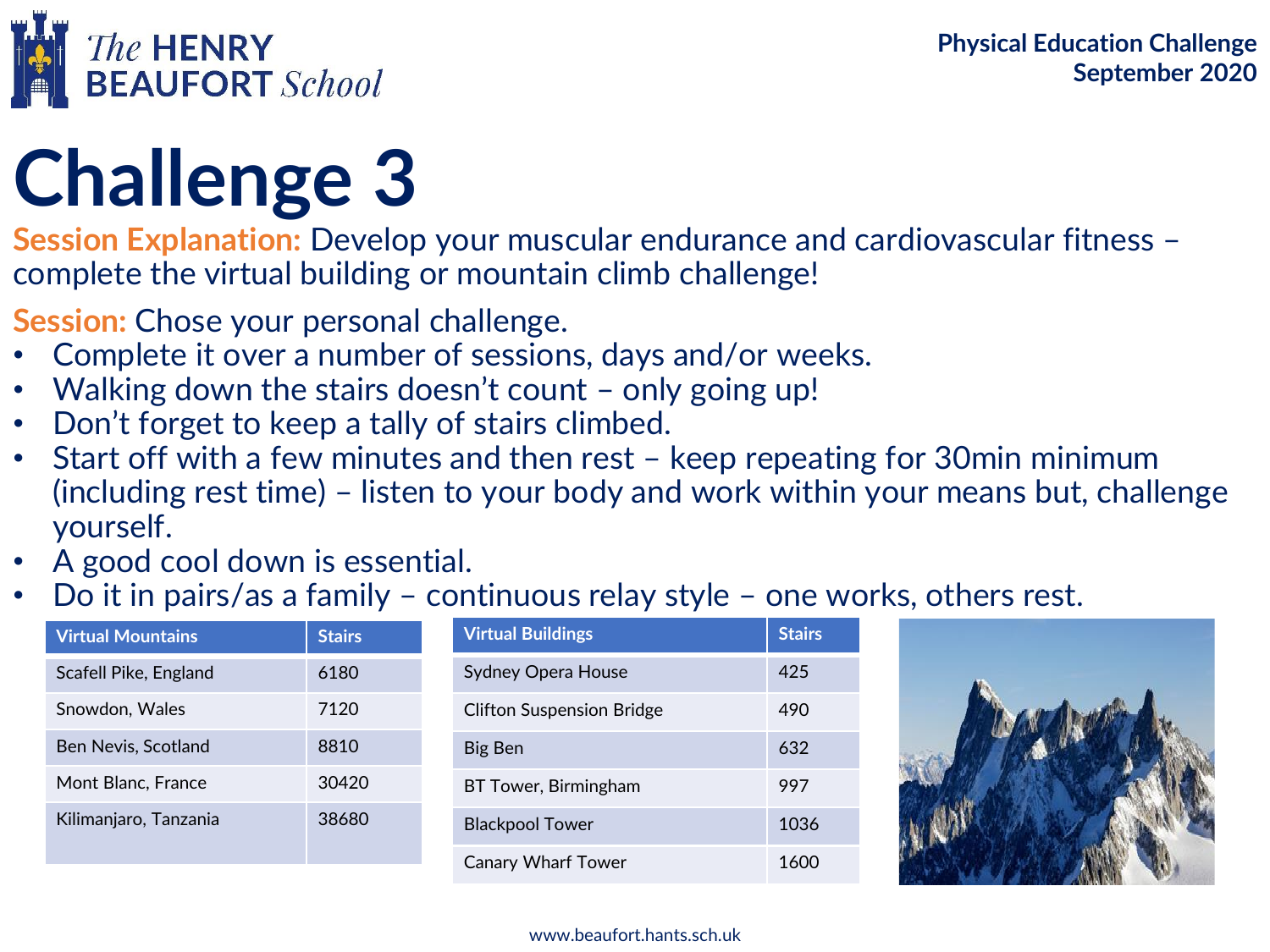# Challenge 3

**Session Explanation:** Develop your muscular endurance and cardiovascular fitness – complete the virtual building or mountain climb challenge!

**Session:** Chose your personal challenge.

- Complete it over a number of sessions, days and/or weeks.
- Walking down the stairs doesn't count – only going up!
- Don't forget to keep a tally of stairs climbed.
- Start off with a few minutes and then rest – keep repeating for 30min minimum (including rest time) – listen to your body and work within your means but, challenge yourself.
- A good cool down is essential.
- Do it in pairs/as a family – continuous relay style – one works, others rest.

| Virtual Mountains | Stairs |
|---|---|
| Scafell Pike, England | 6180 |
| Snowdon, Wales | 7120 |
| Ben Nevis, Scotland | 8810 |
| Mont Blanc, France | 30420 |
| Kilimanjaro, Tanzania | 38680 |

| Virtual Buildings | Stairs |
|---|---|
| Sydney Opera House | 425 |
| Clifton Suspension Bridge | 490 |
| Big Ben | 632 |
| BT Tower, Birmingham | 997 |
| Blackpool Tower | 1036 |
| Canary Wharf Tower | 1600 |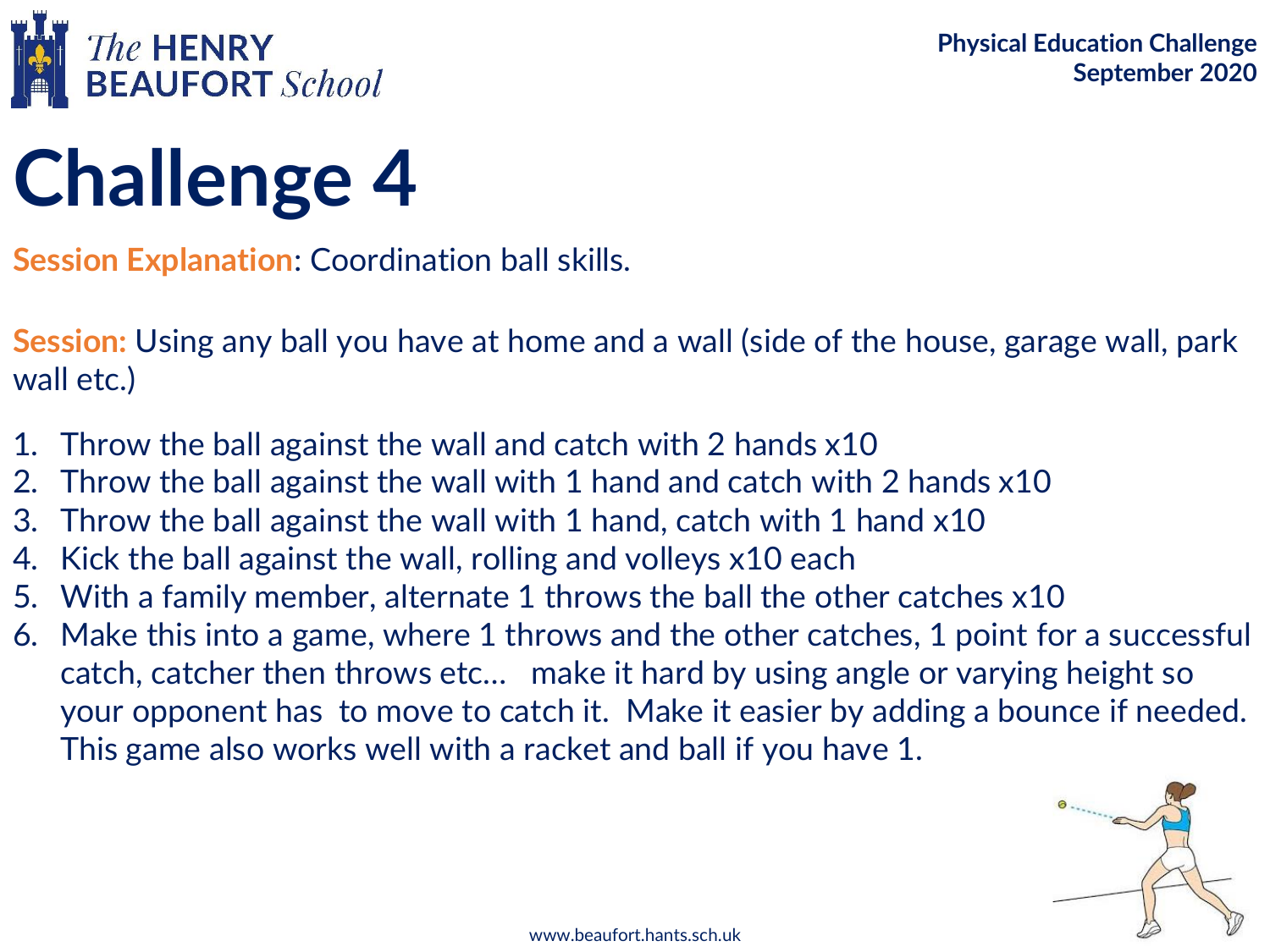# Challenge 4

**Session Explanation**: Coordination ball skills.

**Session:** Using any ball you have at home and a wall (side of the house, garage wall, park wall etc.)

1. Throw the ball against the wall and catch with 2 hands x10
2. Throw the ball against the wall with 1 hand and catch with 2 hands x10
3. Throw the ball against the wall with 1 hand, catch with 1 hand x10
4. Kick the ball against the wall, rolling and volleys x10 each
5. With a family member, alternate 1 throws the ball the other catches x10
6. Make this into a game, where 1 throws and the other catches, 1 point for a successful catch, catcher then throws etc… make it hard by using angle or varying height so your opponent has to move to catch it. Make it easier by adding a bounce if needed. This game also works well with a racket and ball if you have 1.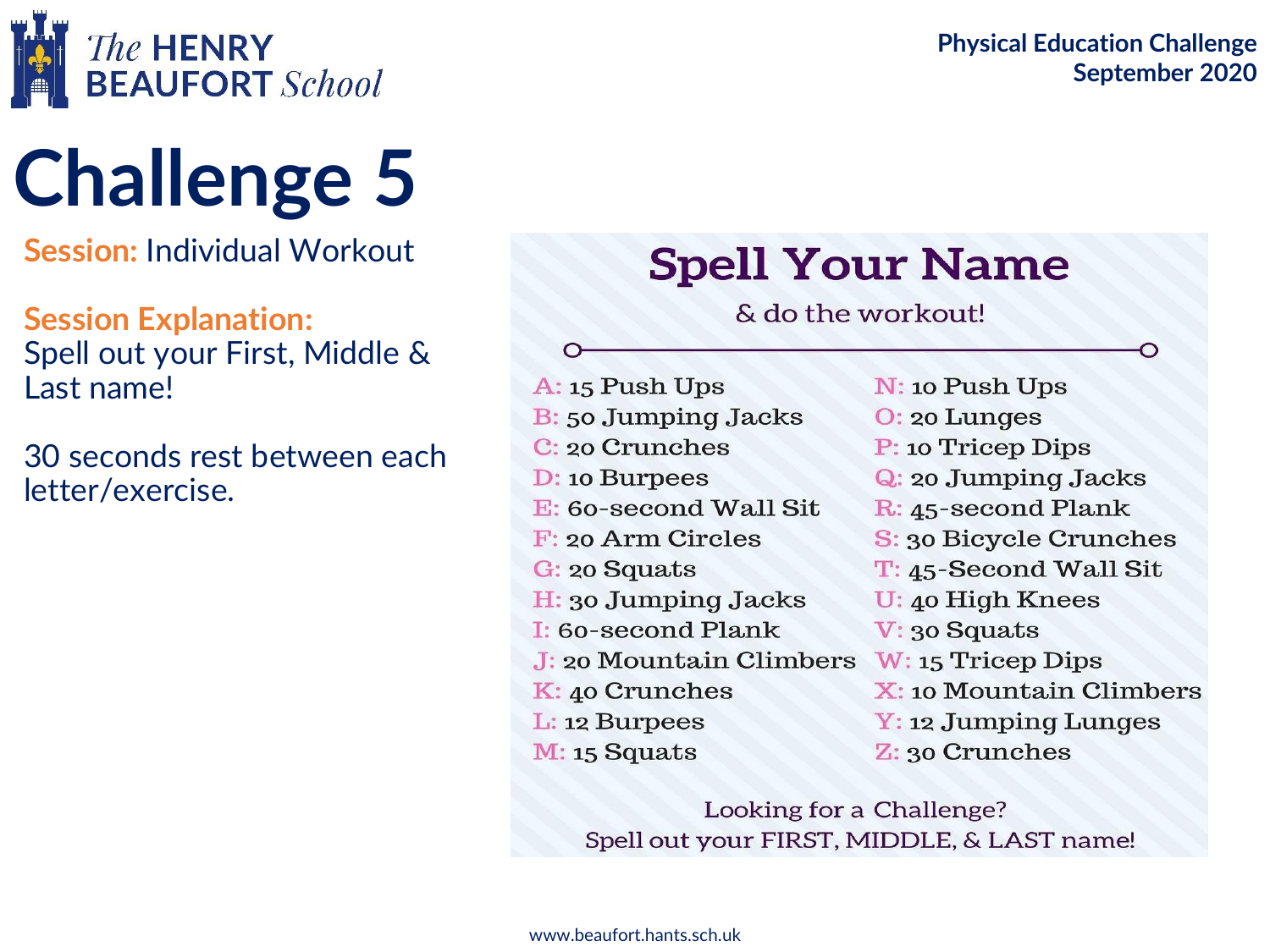The HENRY BEAUFORT School

**Physical Education Challenge**
**September 2020**

# Challenge 5

**Session:** Individual Workout

**Session Explanation:**
Spell out your First, Middle & Last name!

30 seconds rest between each letter/exercise.

## Spell Your Name

& do the workout!

A: 15 Push Ups
B: 50 Jumping Jacks
C: 20 Crunches
D: 10 Burpees
E: 60-second Wall Sit
F: 20 Arm Circles
G: 20 Squats
H: 30 Jumping Jacks
I: 60-second Plank
J: 20 Mountain Climbers
K: 40 Crunches
L: 12 Burpees
M: 15 Squats
N: 10 Push Ups
O: 20 Lunges
P: 10 Tricep Dips
Q: 20 Jumping Jacks
R: 45-second Plank
S: 30 Bicycle Crunches
T: 45-Second Wall Sit
U: 40 High Knees
V: 30 Squats
W: 15 Tricep Dips
X: 10 Mountain Climbers
Y: 12 Jumping Lunges
Z: 30 Crunches

Looking for a Challenge?
Spell out your FIRST, MIDDLE, & LAST name!

www.beaufort.hants.sch.uk